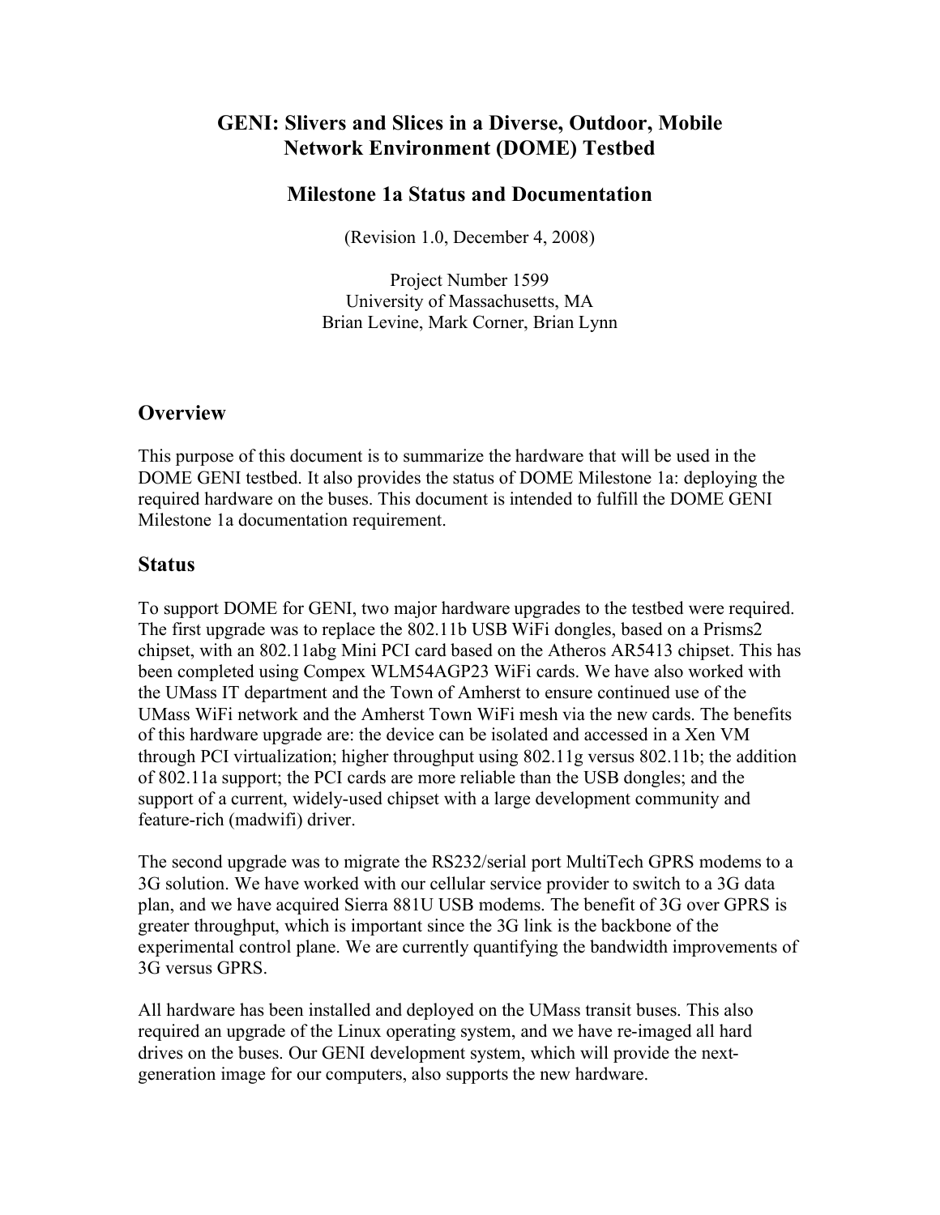# GENI: Slivers and Slices in a Diverse, Outdoor, Mobile Network Environment (DOME) Testbed

## Milestone 1a Status and Documentation

(Revision 1.0, December 4, 2008)

Project Number 1599
University of Massachusetts, MA
Brian Levine, Mark Corner, Brian Lynn

## Overview

This purpose of this document is to summarize the hardware that will be used in the DOME GENI testbed. It also provides the status of DOME Milestone 1a: deploying the required hardware on the buses. This document is intended to fulfill the DOME GENI Milestone 1a documentation requirement.

## Status

To support DOME for GENI, two major hardware upgrades to the testbed were required. The first upgrade was to replace the 802.11b USB WiFi dongles, based on a Prisms2 chipset, with an 802.11abg Mini PCI card based on the Atheros AR5413 chipset. This has been completed using Compex WLM54AGP23 WiFi cards. We have also worked with the UMass IT department and the Town of Amherst to ensure continued use of the UMass WiFi network and the Amherst Town WiFi mesh via the new cards. The benefits of this hardware upgrade are: the device can be isolated and accessed in a Xen VM through PCI virtualization; higher throughput using 802.11g versus 802.11b; the addition of 802.11a support; the PCI cards are more reliable than the USB dongles; and the support of a current, widely-used chipset with a large development community and feature-rich (madwifi) driver.

The second upgrade was to migrate the RS232/serial port MultiTech GPRS modems to a 3G solution. We have worked with our cellular service provider to switch to a 3G data plan, and we have acquired Sierra 881U USB modems. The benefit of 3G over GPRS is greater throughput, which is important since the 3G link is the backbone of the experimental control plane. We are currently quantifying the bandwidth improvements of 3G versus GPRS.

All hardware has been installed and deployed on the UMass transit buses. This also required an upgrade of the Linux operating system, and we have re-imaged all hard drives on the buses. Our GENI development system, which will provide the next-generation image for our computers, also supports the new hardware.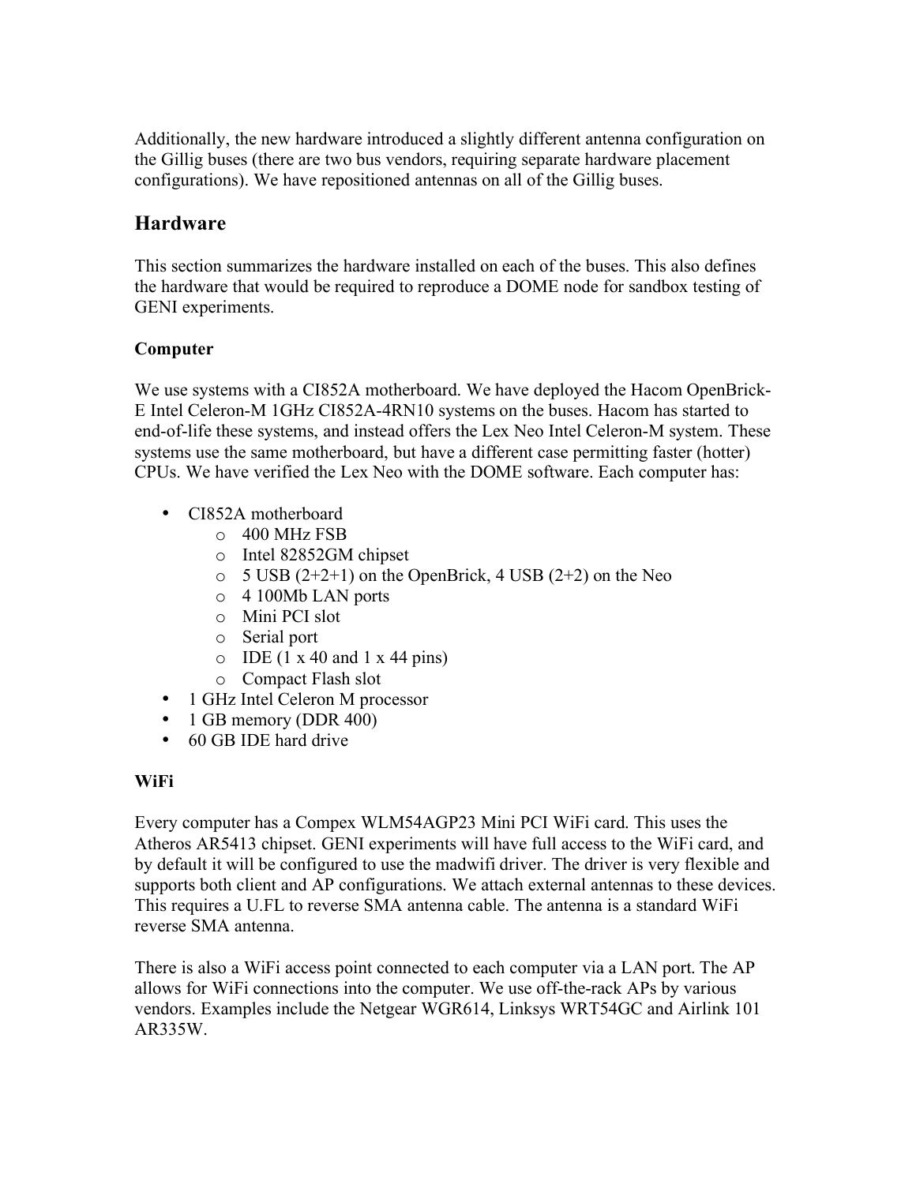Additionally, the new hardware introduced a slightly different antenna configuration on the Gillig buses (there are two bus vendors, requiring separate hardware placement configurations). We have repositioned antennas on all of the Gillig buses.

## Hardware

This section summarizes the hardware installed on each of the buses. This also defines the hardware that would be required to reproduce a DOME node for sandbox testing of GENI experiments.

### Computer

We use systems with a CI852A motherboard. We have deployed the Hacom OpenBrick-E Intel Celeron-M 1GHz CI852A-4RN10 systems on the buses. Hacom has started to end-of-life these systems, and instead offers the Lex Neo Intel Celeron-M system. These systems use the same motherboard, but have a different case permitting faster (hotter) CPUs. We have verified the Lex Neo with the DOME software. Each computer has:

- CI852A motherboard
  - 400 MHz FSB
  - Intel 82852GM chipset
  - 5 USB (2+2+1) on the OpenBrick, 4 USB (2+2) on the Neo
  - 4 100Mb LAN ports
  - Mini PCI slot
  - Serial port
  - IDE (1 x 40 and 1 x 44 pins)
  - Compact Flash slot
- 1 GHz Intel Celeron M processor
- 1 GB memory (DDR 400)
- 60 GB IDE hard drive

### WiFi

Every computer has a Compex WLM54AGP23 Mini PCI WiFi card. This uses the Atheros AR5413 chipset. GENI experiments will have full access to the WiFi card, and by default it will be configured to use the madwifi driver. The driver is very flexible and supports both client and AP configurations. We attach external antennas to these devices. This requires a U.FL to reverse SMA antenna cable. The antenna is a standard WiFi reverse SMA antenna.

There is also a WiFi access point connected to each computer via a LAN port. The AP allows for WiFi connections into the computer. We use off-the-rack APs by various vendors. Examples include the Netgear WGR614, Linksys WRT54GC and Airlink 101 AR335W.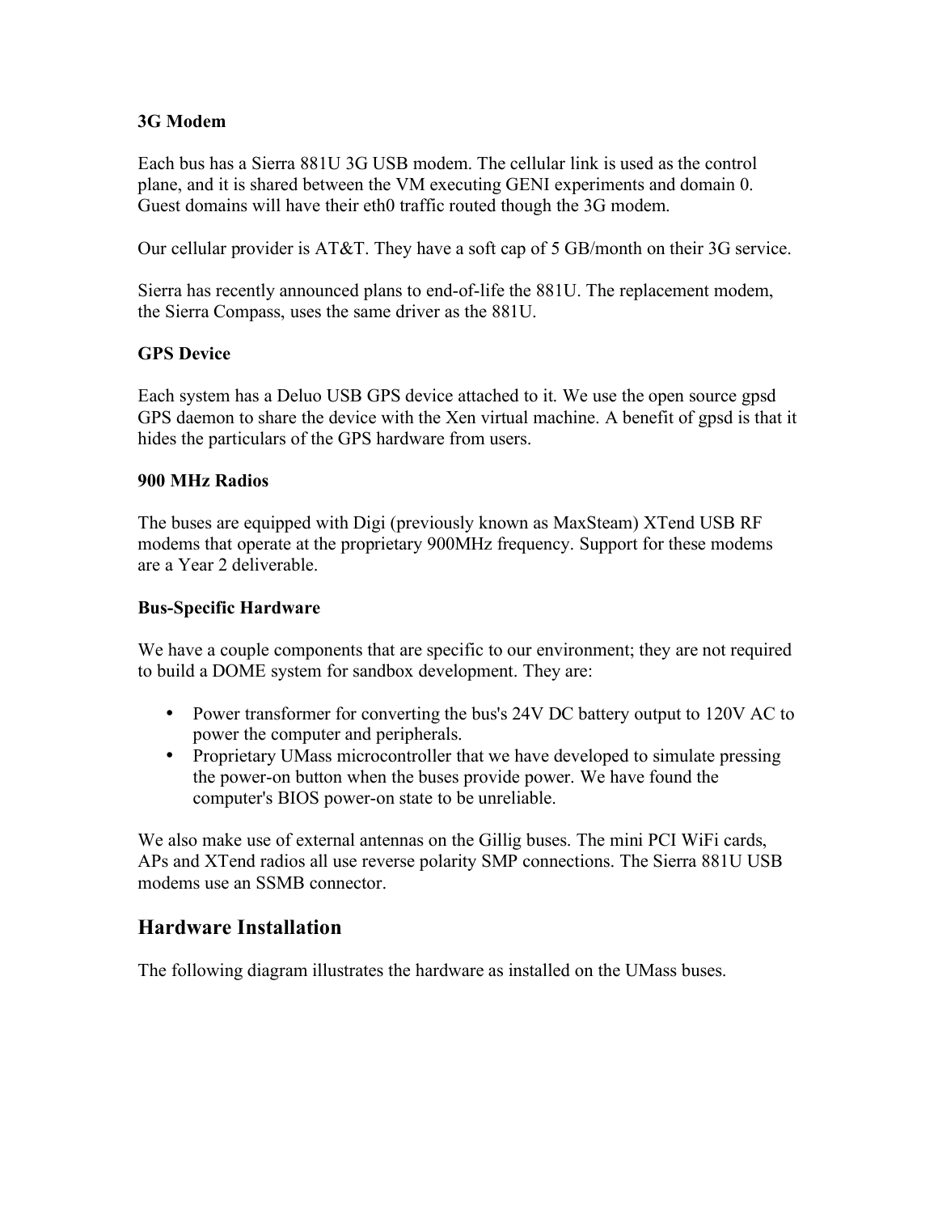### 3G Modem

Each bus has a Sierra 881U 3G USB modem. The cellular link is used as the control plane, and it is shared between the VM executing GENI experiments and domain 0. Guest domains will have their eth0 traffic routed though the 3G modem.

Our cellular provider is AT&T. They have a soft cap of 5 GB/month on their 3G service.

Sierra has recently announced plans to end-of-life the 881U. The replacement modem, the Sierra Compass, uses the same driver as the 881U.

### GPS Device

Each system has a Deluo USB GPS device attached to it. We use the open source gpsd GPS daemon to share the device with the Xen virtual machine. A benefit of gpsd is that it hides the particulars of the GPS hardware from users.

### 900 MHz Radios

The buses are equipped with Digi (previously known as MaxSteam) XTend USB RF modems that operate at the proprietary 900MHz frequency. Support for these modems are a Year 2 deliverable.

### Bus-Specific Hardware

We have a couple components that are specific to our environment; they are not required to build a DOME system for sandbox development. They are:

- Power transformer for converting the bus's 24V DC battery output to 120V AC to power the computer and peripherals.
- Proprietary UMass microcontroller that we have developed to simulate pressing the power-on button when the buses provide power. We have found the computer's BIOS power-on state to be unreliable.

We also make use of external antennas on the Gillig buses. The mini PCI WiFi cards, APs and XTend radios all use reverse polarity SMP connections. The Sierra 881U USB modems use an SSMB connector.

## Hardware Installation

The following diagram illustrates the hardware as installed on the UMass buses.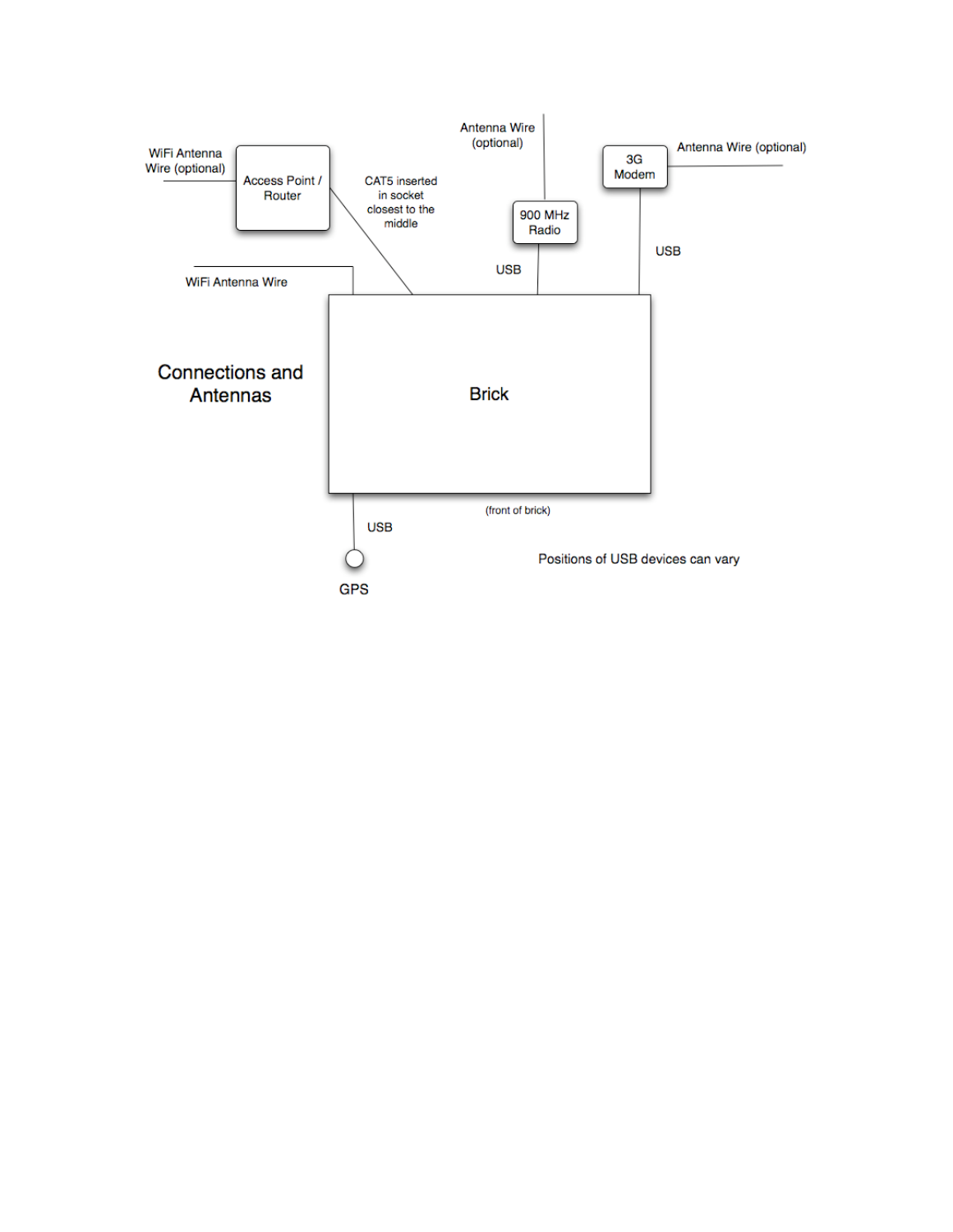Connections and Antennas

WiFi Antenna Wire (optional)

Access Point / Router

CAT5 inserted in socket closest to the middle

Antenna Wire (optional)

900 MHz Radio

3G Modem

Antenna Wire (optional)

USB

USB

WiFi Antenna Wire

Brick

(front of brick)

USB

GPS

Positions of USB devices can vary